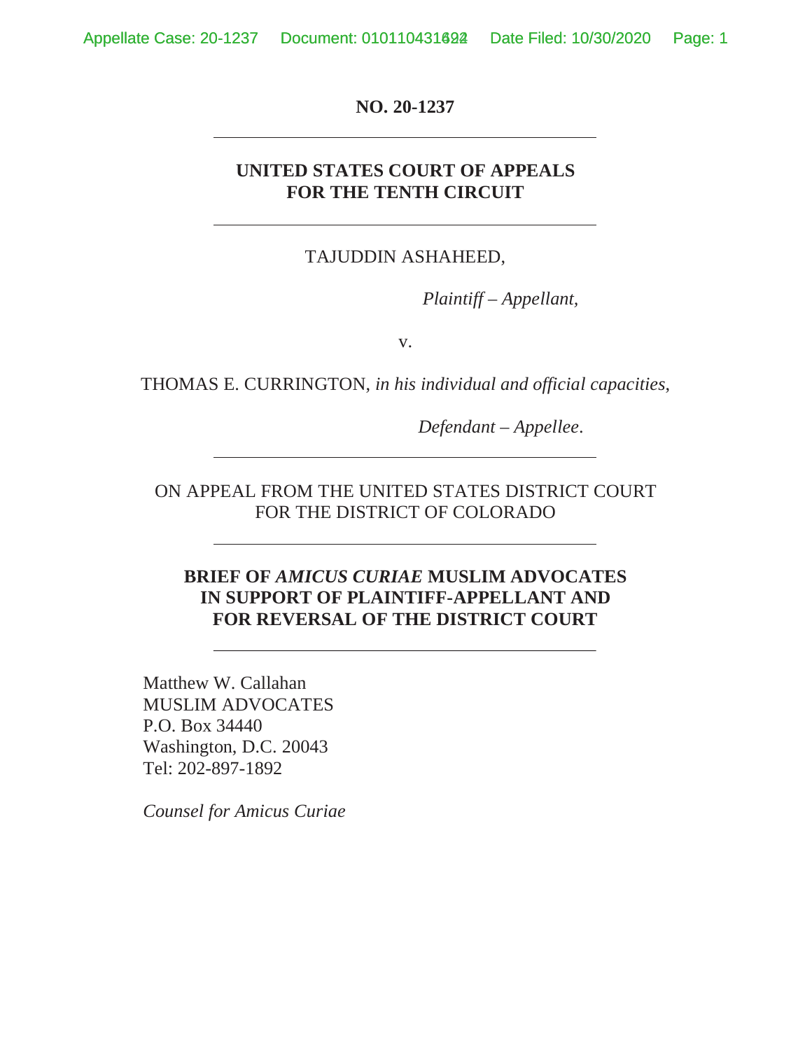**NO. 20-1237**

---

**UNITED STATES COURT OF APPEALS**
**FOR THE TENTH CIRCUIT**

---

TAJUDDIN ASHAHEED,

*Plaintiff – Appellant,*

v.

THOMAS E. CURRINGTON, *in his individual and official capacities*,

*Defendant – Appellee*.

---

ON APPEAL FROM THE UNITED STATES DISTRICT COURT
FOR THE DISTRICT OF COLORADO

---

**BRIEF OF *AMICUS CURIAE* MUSLIM ADVOCATES**
**IN SUPPORT OF PLAINTIFF-APPELLANT AND**
**FOR REVERSAL OF THE DISTRICT COURT**

---

Matthew W. Callahan
MUSLIM ADVOCATES
P.O. Box 34440
Washington, D.C. 20043
Tel: 202-897-1892

*Counsel for Amicus Curiae*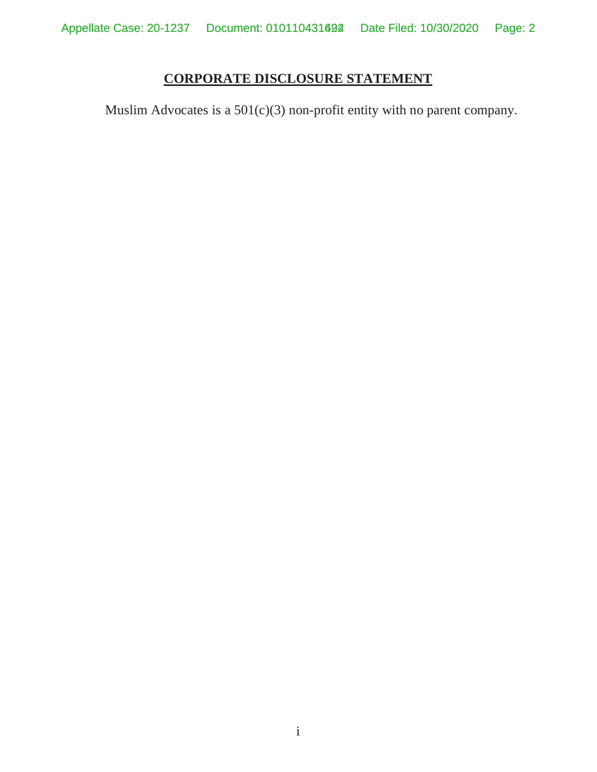## CORPORATE DISCLOSURE STATEMENT

Muslim Advocates is a 501(c)(3) non-profit entity with no parent company.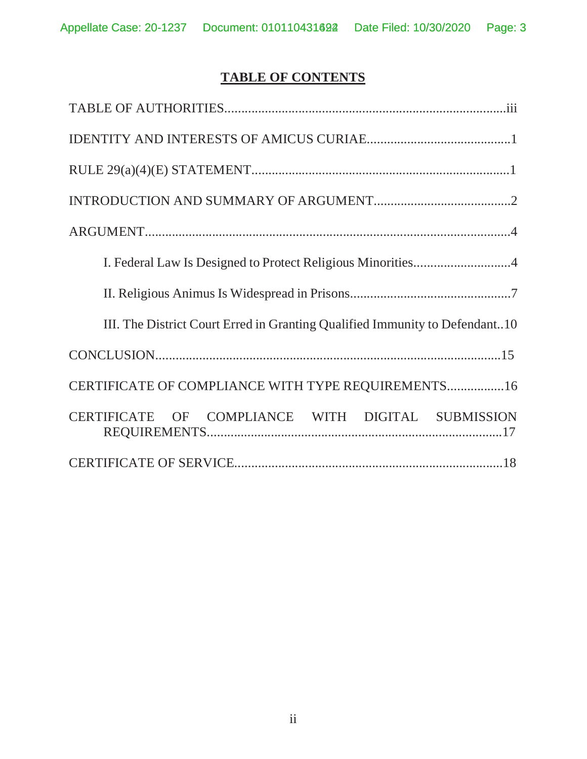# TABLE OF CONTENTS

TABLE OF AUTHORITIES....................................................................................iii

IDENTITY AND INTERESTS OF AMICUS CURIAE............................................1

RULE 29(a)(4)(E) STATEMENT.............................................................................1

INTRODUCTION AND SUMMARY OF ARGUMENT.........................................2

ARGUMENT.............................................................................................................4

I. Federal Law Is Designed to Protect Religious Minorities.............................4

II. Religious Animus Is Widespread in Prisons................................................7

III. The District Court Erred in Granting Qualified Immunity to Defendant..10

CONCLUSION........................................................................................................15

CERTIFICATE OF COMPLIANCE WITH TYPE REQUIREMENTS.................16

CERTIFICATE OF COMPLIANCE WITH DIGITAL SUBMISSION REQUIREMENTS.......................................................................................17

CERTIFICATE OF SERVICE.................................................................................18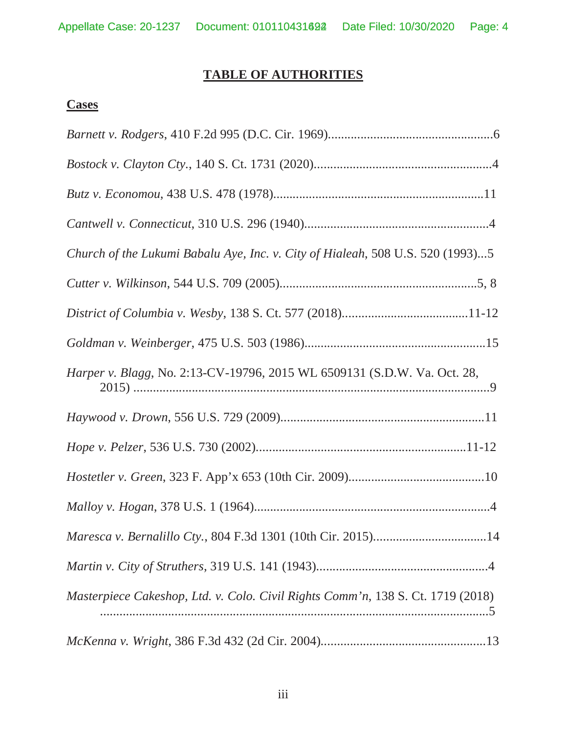# TABLE OF AUTHORITIES

## Cases

*Barnett v. Rodgers*, 410 F.2d 995 (D.C. Cir. 1969)....................................................6

*Bostock v. Clayton Cty.*, 140 S. Ct. 1731 (2020).......................................................4

*Butz v. Economou*, 438 U.S. 478 (1978).................................................................11

*Cantwell v. Connecticut*, 310 U.S. 296 (1940).........................................................4

*Church of the Lukumi Babalu Aye, Inc. v. City of Hialeah*, 508 U.S. 520 (1993)...5

*Cutter v. Wilkinson*, 544 U.S. 709 (2005).............................................................5, 8

*District of Columbia v. Wesby*, 138 S. Ct. 577 (2018).......................................11-12

*Goldman v. Weinberger*, 475 U.S. 503 (1986)........................................................15

*Harper v. Blagg*, No. 2:13-CV-19796, 2015 WL 6509131 (S.D.W. Va. Oct. 28, 2015) ...............................................................................................................9

*Haywood v. Drown*, 556 U.S. 729 (2009)...............................................................11

*Hope v. Pelzer*, 536 U.S. 730 (2002).................................................................11-12

*Hostetler v. Green*, 323 F. App'x 653 (10th Cir. 2009)..........................................10

*Malloy v. Hogan*, 378 U.S. 1 (1964).........................................................................4

*Maresca v. Bernalillo Cty.*, 804 F.3d 1301 (10th Cir. 2015)...................................14

*Martin v. City of Struthers*, 319 U.S. 141 (1943).....................................................4

*Masterpiece Cakeshop, Ltd. v. Colo. Civil Rights Comm'n*, 138 S. Ct. 1719 (2018) ..........................................................................................................................5

*McKenna v. Wright*, 386 F.3d 432 (2d Cir. 2004)...................................................13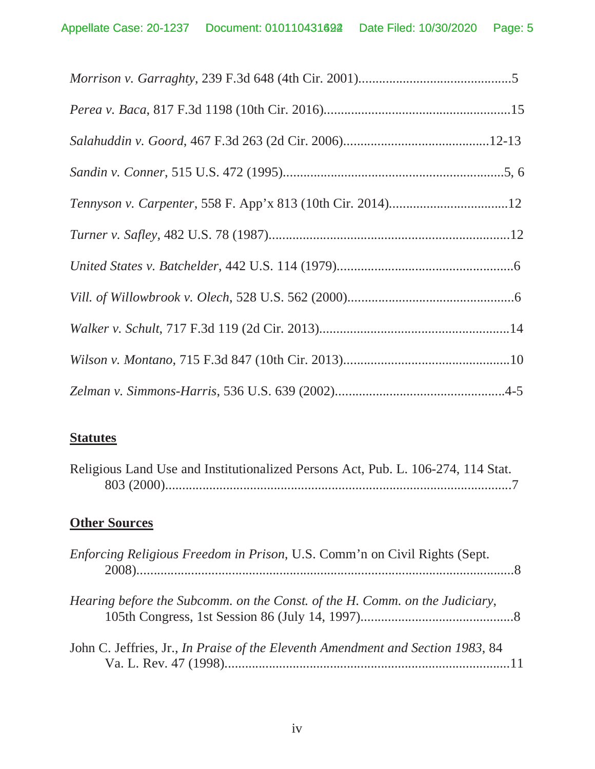*Morrison v. Garraghty*, 239 F.3d 648 (4th Cir. 2001)..............................................5

*Perea v. Baca*, 817 F.3d 1198 (10th Cir. 2016).......................................................15

*Salahuddin v. Goord*, 467 F.3d 263 (2d Cir. 2006)...........................................12-13

*Sandin v. Conner*, 515 U.S. 472 (1995)..................................................................5, 6

*Tennyson v. Carpenter*, 558 F. App'x 813 (10th Cir. 2014)...................................12

*Turner v. Safley*, 482 U.S. 78 (1987).......................................................................12

*United States v. Batchelder*, 442 U.S. 114 (1979)....................................................6

*Vill. of Willowbrook v. Olech*, 528 U.S. 562 (2000).................................................6

*Walker v. Schult*, 717 F.3d 119 (2d Cir. 2013)........................................................14

*Wilson v. Montano*, 715 F.3d 847 (10th Cir. 2013).................................................10

*Zelman v. Simmons-Harris*, 536 U.S. 639 (2002)..................................................4-5

**Statutes**

Religious Land Use and Institutionalized Persons Act, Pub. L. 106-274, 114 Stat. 803 (2000)........................................................................................................7

**Other Sources**

*Enforcing Religious Freedom in Prison*, U.S. Comm'n on Civil Rights (Sept. 2008).................................................................................................................8

*Hearing before the Subcomm. on the Const. of the H. Comm. on the Judiciary*, 105th Congress, 1st Session 86 (July 14, 1997).............................................8

John C. Jeffries, Jr., *In Praise of the Eleventh Amendment and Section 1983*, 84 Va. L. Rev. 47 (1998)....................................................................................11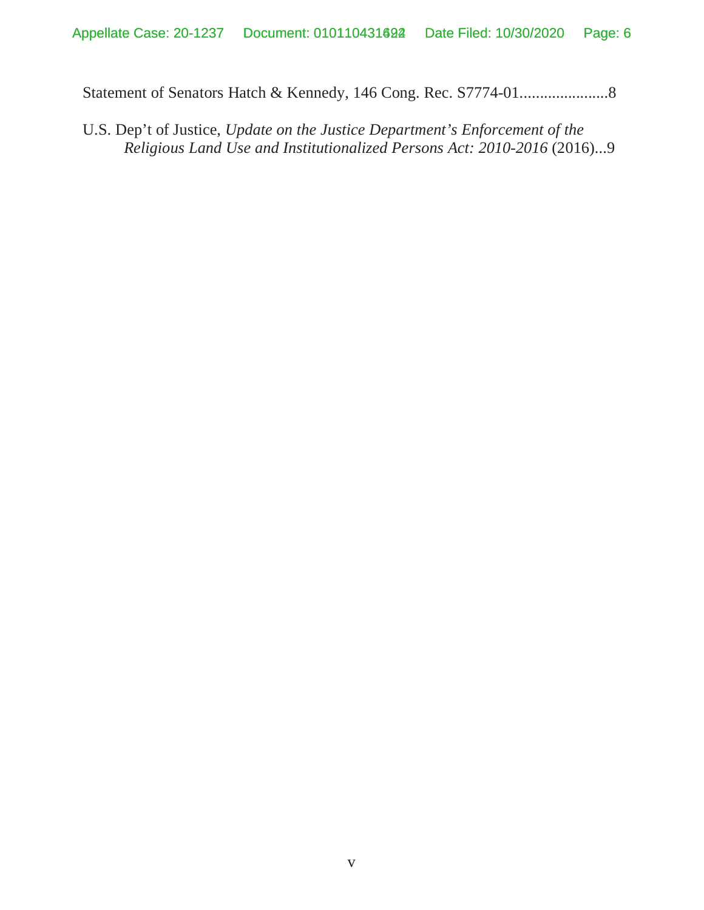Statement of Senators Hatch & Kennedy, 146 Cong. Rec. S7774-01......................8

U.S. Dep't of Justice, *Update on the Justice Department's Enforcement of the Religious Land Use and Institutionalized Persons Act: 2010-2016* (2016)...9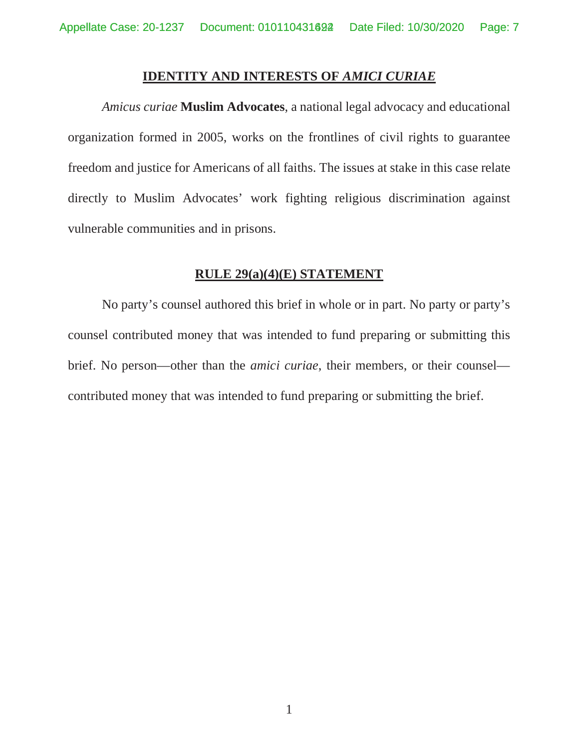## <u>IDENTITY AND INTERESTS OF *AMICI CURIAE*</u>

*Amicus curiae* **Muslim Advocates**, a national legal advocacy and educational organization formed in 2005, works on the frontlines of civil rights to guarantee freedom and justice for Americans of all faiths. The issues at stake in this case relate directly to Muslim Advocates' work fighting religious discrimination against vulnerable communities and in prisons.

## <u>RULE 29(a)(4)(E) STATEMENT</u>

No party's counsel authored this brief in whole or in part. No party or party's counsel contributed money that was intended to fund preparing or submitting this brief. No person—other than the *amici curiae*, their members, or their counsel—contributed money that was intended to fund preparing or submitting the brief.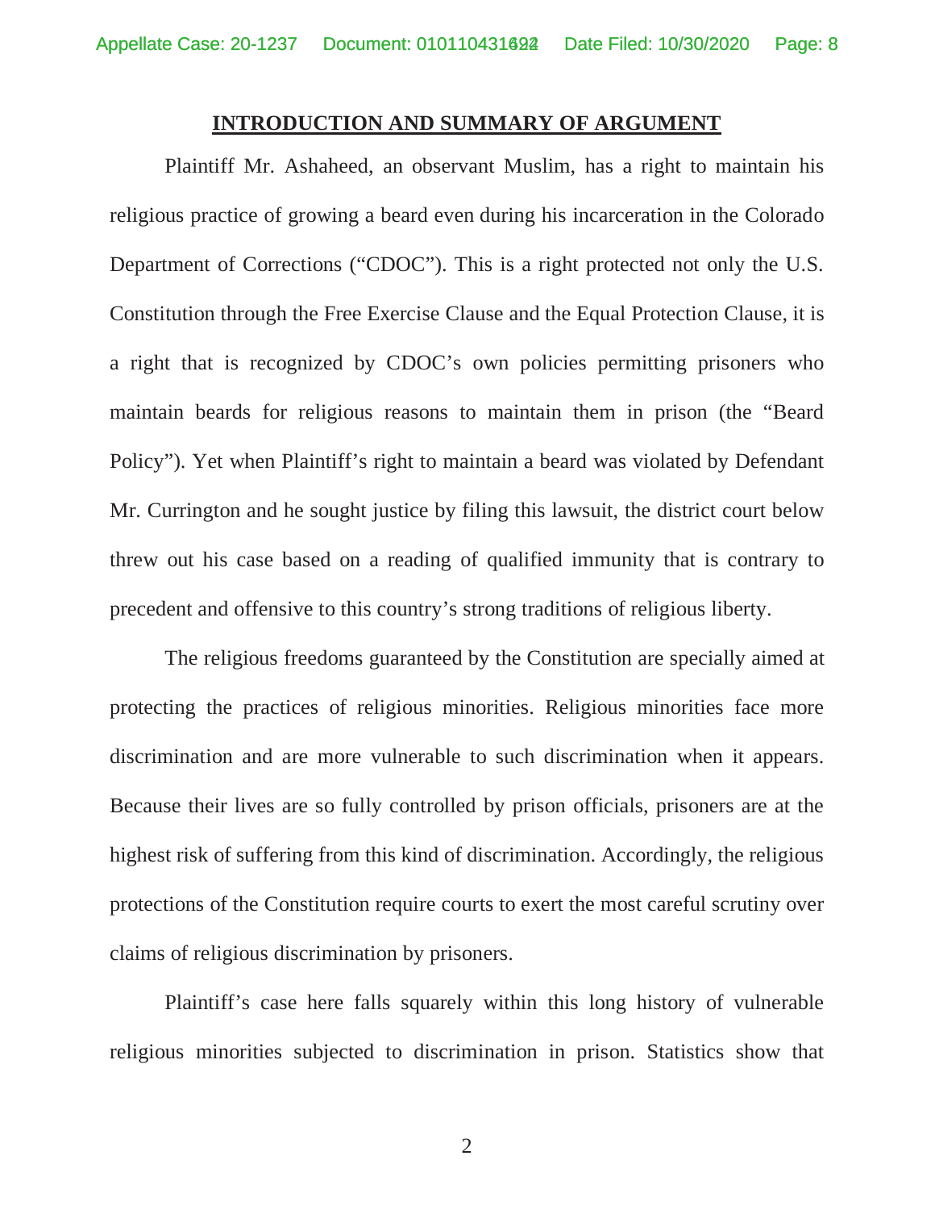## INTRODUCTION AND SUMMARY OF ARGUMENT

Plaintiff Mr. Ashaheed, an observant Muslim, has a right to maintain his religious practice of growing a beard even during his incarceration in the Colorado Department of Corrections ("CDOC"). This is a right protected not only the U.S. Constitution through the Free Exercise Clause and the Equal Protection Clause, it is a right that is recognized by CDOC's own policies permitting prisoners who maintain beards for religious reasons to maintain them in prison (the "Beard Policy"). Yet when Plaintiff's right to maintain a beard was violated by Defendant Mr. Currington and he sought justice by filing this lawsuit, the district court below threw out his case based on a reading of qualified immunity that is contrary to precedent and offensive to this country's strong traditions of religious liberty.

The religious freedoms guaranteed by the Constitution are specially aimed at protecting the practices of religious minorities. Religious minorities face more discrimination and are more vulnerable to such discrimination when it appears. Because their lives are so fully controlled by prison officials, prisoners are at the highest risk of suffering from this kind of discrimination. Accordingly, the religious protections of the Constitution require courts to exert the most careful scrutiny over claims of religious discrimination by prisoners.

Plaintiff's case here falls squarely within this long history of vulnerable religious minorities subjected to discrimination in prison. Statistics show that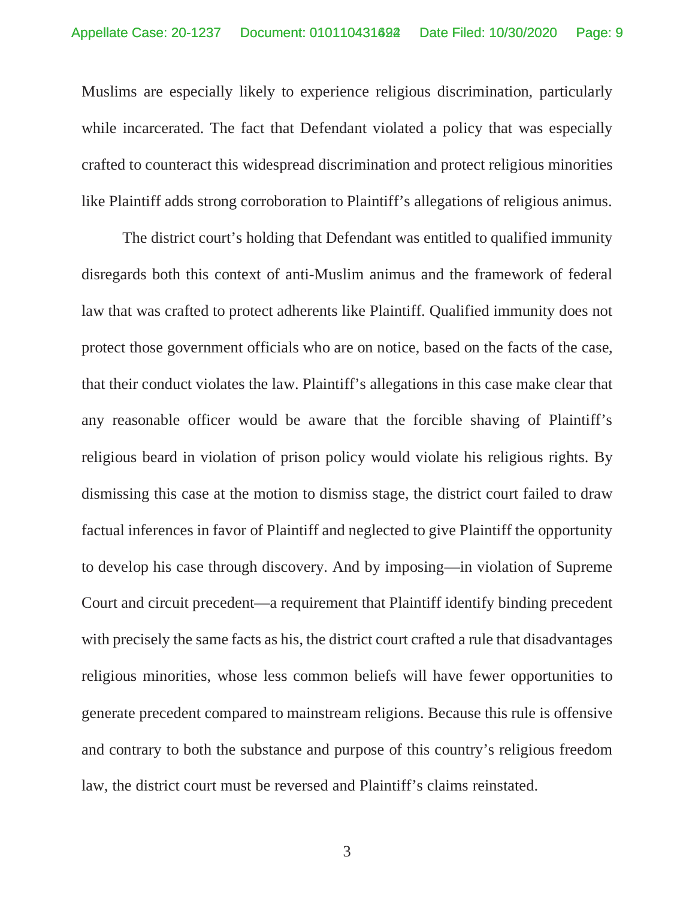Muslims are especially likely to experience religious discrimination, particularly while incarcerated. The fact that Defendant violated a policy that was especially crafted to counteract this widespread discrimination and protect religious minorities like Plaintiff adds strong corroboration to Plaintiff's allegations of religious animus.

The district court's holding that Defendant was entitled to qualified immunity disregards both this context of anti-Muslim animus and the framework of federal law that was crafted to protect adherents like Plaintiff. Qualified immunity does not protect those government officials who are on notice, based on the facts of the case, that their conduct violates the law. Plaintiff's allegations in this case make clear that any reasonable officer would be aware that the forcible shaving of Plaintiff's religious beard in violation of prison policy would violate his religious rights. By dismissing this case at the motion to dismiss stage, the district court failed to draw factual inferences in favor of Plaintiff and neglected to give Plaintiff the opportunity to develop his case through discovery. And by imposing—in violation of Supreme Court and circuit precedent—a requirement that Plaintiff identify binding precedent with precisely the same facts as his, the district court crafted a rule that disadvantages religious minorities, whose less common beliefs will have fewer opportunities to generate precedent compared to mainstream religions. Because this rule is offensive and contrary to both the substance and purpose of this country's religious freedom law, the district court must be reversed and Plaintiff's claims reinstated.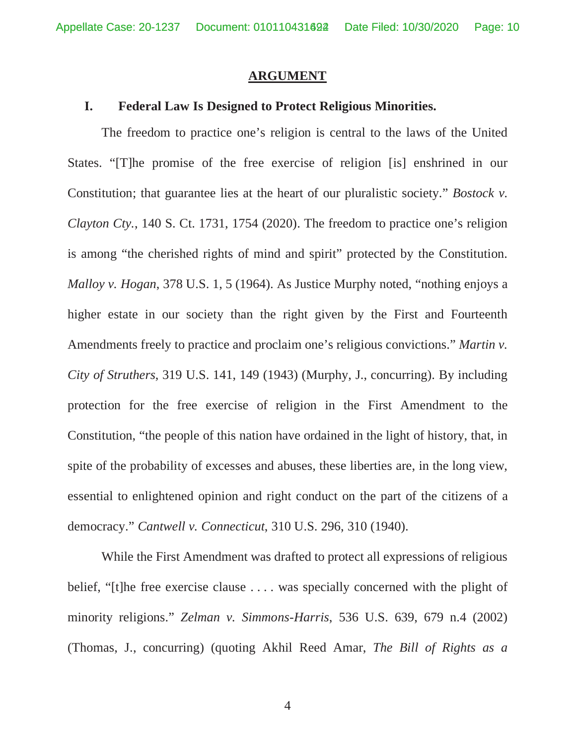## ARGUMENT

### I. Federal Law Is Designed to Protect Religious Minorities.

The freedom to practice one's religion is central to the laws of the United States. "[T]he promise of the free exercise of religion [is] enshrined in our Constitution; that guarantee lies at the heart of our pluralistic society." *Bostock v. Clayton Cty.*, 140 S. Ct. 1731, 1754 (2020). The freedom to practice one's religion is among "the cherished rights of mind and spirit" protected by the Constitution. *Malloy v. Hogan*, 378 U.S. 1, 5 (1964). As Justice Murphy noted, "nothing enjoys a higher estate in our society than the right given by the First and Fourteenth Amendments freely to practice and proclaim one's religious convictions." *Martin v. City of Struthers*, 319 U.S. 141, 149 (1943) (Murphy, J., concurring). By including protection for the free exercise of religion in the First Amendment to the Constitution, "the people of this nation have ordained in the light of history, that, in spite of the probability of excesses and abuses, these liberties are, in the long view, essential to enlightened opinion and right conduct on the part of the citizens of a democracy." *Cantwell v. Connecticut*, 310 U.S. 296, 310 (1940).

While the First Amendment was drafted to protect all expressions of religious belief, "[t]he free exercise clause . . . . was specially concerned with the plight of minority religions." *Zelman v. Simmons-Harris*, 536 U.S. 639, 679 n.4 (2002) (Thomas, J., concurring) (quoting Akhil Reed Amar, *The Bill of Rights as a*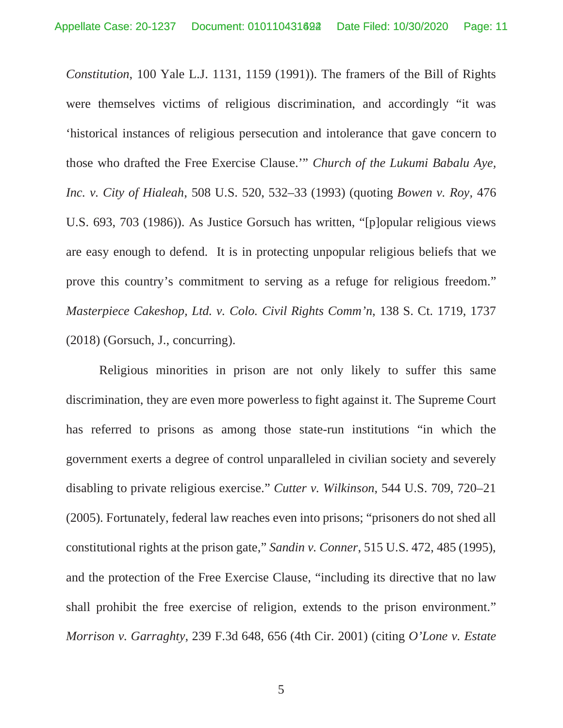*Constitution*, 100 Yale L.J. 1131, 1159 (1991)). The framers of the Bill of Rights were themselves victims of religious discrimination, and accordingly "it was 'historical instances of religious persecution and intolerance that gave concern to those who drafted the Free Exercise Clause.'" *Church of the Lukumi Babalu Aye, Inc. v. City of Hialeah*, 508 U.S. 520, 532–33 (1993) (quoting *Bowen v. Roy,* 476 U.S. 693, 703 (1986)). As Justice Gorsuch has written, "[p]opular religious views are easy enough to defend. It is in protecting unpopular religious beliefs that we prove this country's commitment to serving as a refuge for religious freedom." *Masterpiece Cakeshop, Ltd. v. Colo. Civil Rights Comm'n*, 138 S. Ct. 1719, 1737 (2018) (Gorsuch, J., concurring).

Religious minorities in prison are not only likely to suffer this same discrimination, they are even more powerless to fight against it. The Supreme Court has referred to prisons as among those state-run institutions "in which the government exerts a degree of control unparalleled in civilian society and severely disabling to private religious exercise." *Cutter v. Wilkinson*, 544 U.S. 709, 720–21 (2005). Fortunately, federal law reaches even into prisons; "prisoners do not shed all constitutional rights at the prison gate," *Sandin v. Conner*, 515 U.S. 472, 485 (1995), and the protection of the Free Exercise Clause, "including its directive that no law shall prohibit the free exercise of religion, extends to the prison environment." *Morrison v. Garraghty*, 239 F.3d 648, 656 (4th Cir. 2001) (citing *O'Lone v. Estate*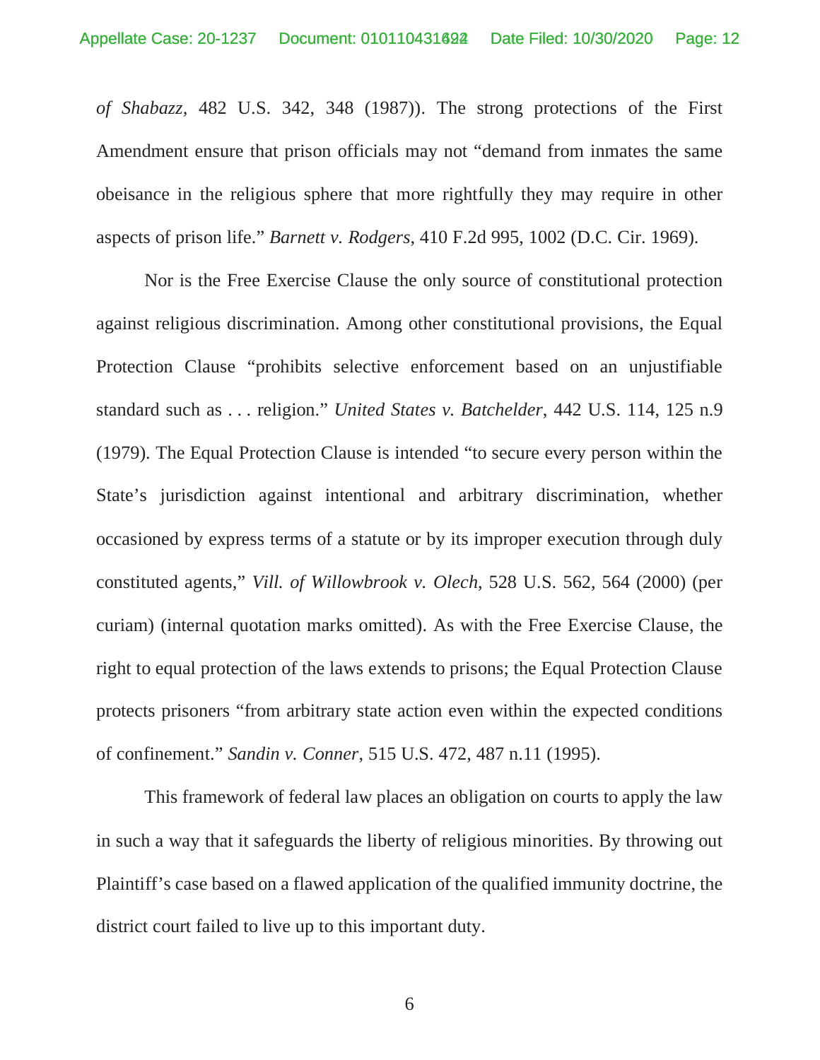*of Shabazz*, 482 U.S. 342, 348 (1987)). The strong protections of the First Amendment ensure that prison officials may not "demand from inmates the same obeisance in the religious sphere that more rightfully they may require in other aspects of prison life." *Barnett v. Rodgers*, 410 F.2d 995, 1002 (D.C. Cir. 1969).

Nor is the Free Exercise Clause the only source of constitutional protection against religious discrimination. Among other constitutional provisions, the Equal Protection Clause "prohibits selective enforcement based on an unjustifiable standard such as . . . religion." *United States v. Batchelder*, 442 U.S. 114, 125 n.9 (1979). The Equal Protection Clause is intended "to secure every person within the State's jurisdiction against intentional and arbitrary discrimination, whether occasioned by express terms of a statute or by its improper execution through duly constituted agents," *Vill. of Willowbrook v. Olech*, 528 U.S. 562, 564 (2000) (per curiam) (internal quotation marks omitted). As with the Free Exercise Clause, the right to equal protection of the laws extends to prisons; the Equal Protection Clause protects prisoners "from arbitrary state action even within the expected conditions of confinement." *Sandin v. Conner*, 515 U.S. 472, 487 n.11 (1995).

This framework of federal law places an obligation on courts to apply the law in such a way that it safeguards the liberty of religious minorities. By throwing out Plaintiff's case based on a flawed application of the qualified immunity doctrine, the district court failed to live up to this important duty.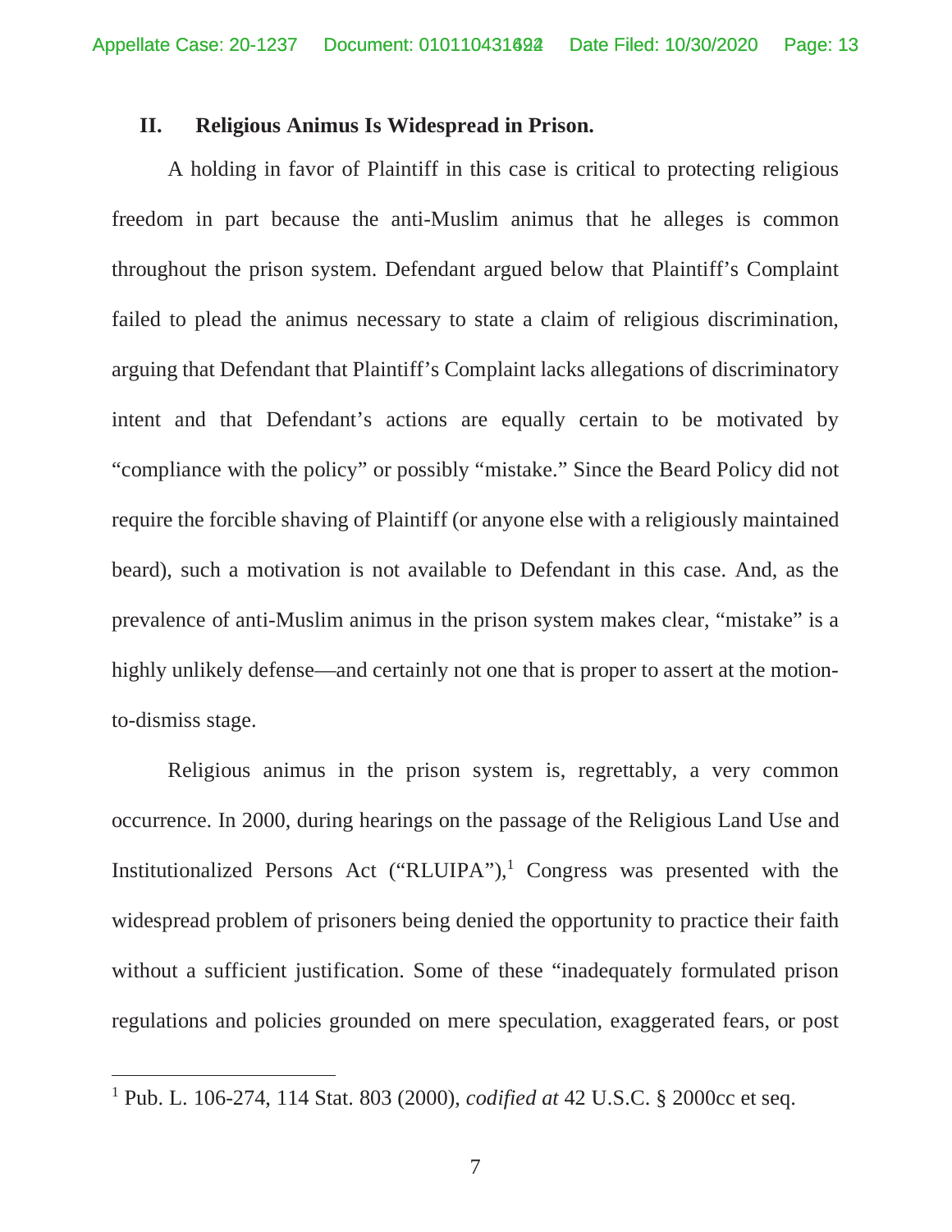## II. Religious Animus Is Widespread in Prison.

A holding in favor of Plaintiff in this case is critical to protecting religious freedom in part because the anti-Muslim animus that he alleges is common throughout the prison system. Defendant argued below that Plaintiff's Complaint failed to plead the animus necessary to state a claim of religious discrimination, arguing that Defendant that Plaintiff's Complaint lacks allegations of discriminatory intent and that Defendant's actions are equally certain to be motivated by "compliance with the policy" or possibly "mistake." Since the Beard Policy did not require the forcible shaving of Plaintiff (or anyone else with a religiously maintained beard), such a motivation is not available to Defendant in this case. And, as the prevalence of anti-Muslim animus in the prison system makes clear, "mistake" is a highly unlikely defense—and certainly not one that is proper to assert at the motion-to-dismiss stage.

Religious animus in the prison system is, regrettably, a very common occurrence. In 2000, during hearings on the passage of the Religious Land Use and Institutionalized Persons Act ("RLUIPA"),[1] Congress was presented with the widespread problem of prisoners being denied the opportunity to practice their faith without a sufficient justification. Some of these "inadequately formulated prison regulations and policies grounded on mere speculation, exaggerated fears, or post

---

[1] Pub. L. 106-274, 114 Stat. 803 (2000), *codified at* 42 U.S.C. § 2000cc et seq.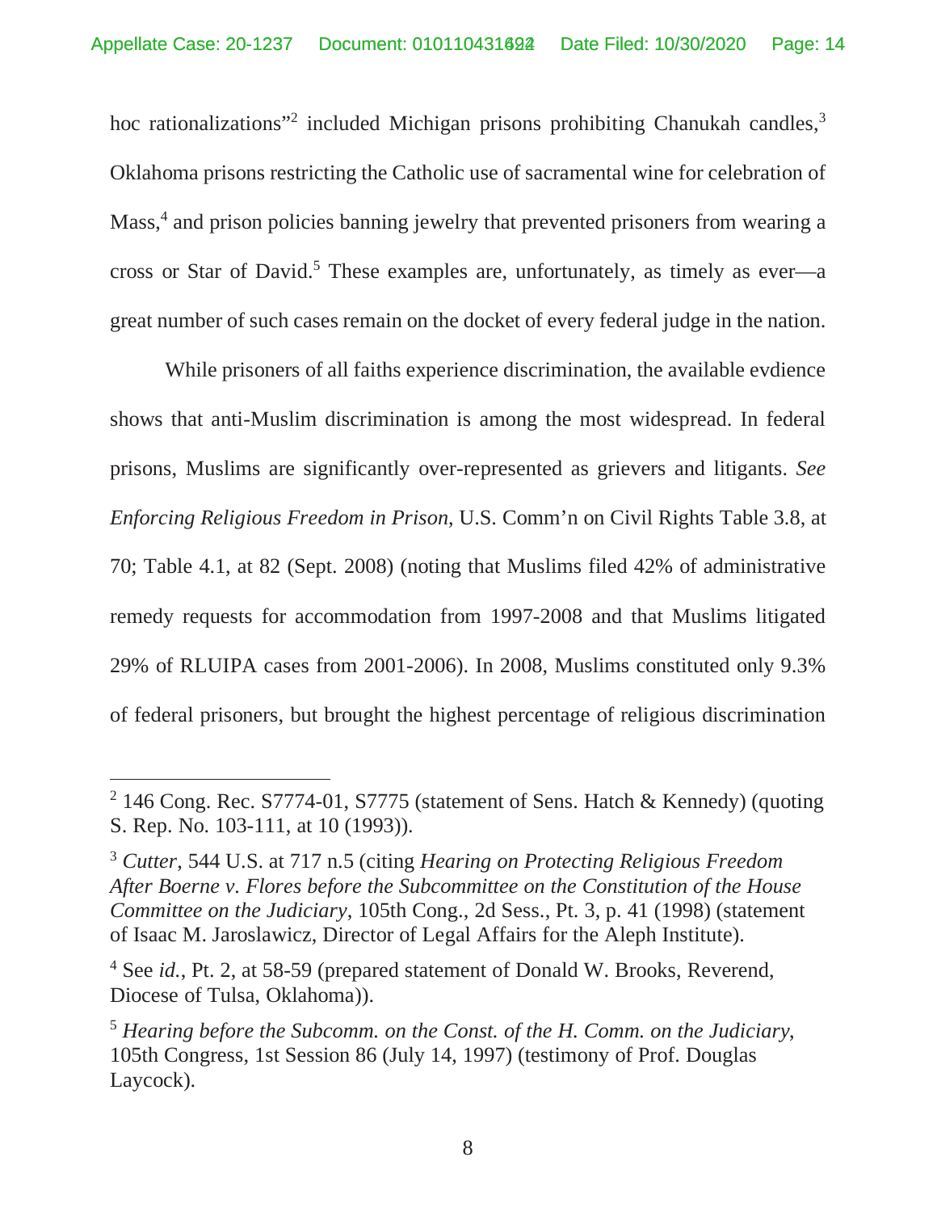hoc rationalizations"[2] included Michigan prisons prohibiting Chanukah candles,[3] Oklahoma prisons restricting the Catholic use of sacramental wine for celebration of Mass,[4] and prison policies banning jewelry that prevented prisoners from wearing a cross or Star of David.[5] These examples are, unfortunately, as timely as ever—a great number of such cases remain on the docket of every federal judge in the nation.

While prisoners of all faiths experience discrimination, the available evdience shows that anti-Muslim discrimination is among the most widespread. In federal prisons, Muslims are significantly over-represented as grievers and litigants. *See Enforcing Religious Freedom in Prison*, U.S. Comm'n on Civil Rights Table 3.8, at 70; Table 4.1, at 82 (Sept. 2008) (noting that Muslims filed 42% of administrative remedy requests for accommodation from 1997-2008 and that Muslims litigated 29% of RLUIPA cases from 2001-2006). In 2008, Muslims constituted only 9.3% of federal prisoners, but brought the highest percentage of religious discrimination

---

[2] 146 Cong. Rec. S7774-01, S7775 (statement of Sens. Hatch & Kennedy) (quoting S. Rep. No. 103-111, at 10 (1993)).

[3] *Cutter*, 544 U.S. at 717 n.5 (citing *Hearing on Protecting Religious Freedom After Boerne v. Flores before the Subcommittee on the Constitution of the House Committee on the Judiciary*, 105th Cong., 2d Sess., Pt. 3, p. 41 (1998) (statement of Isaac M. Jaroslawicz, Director of Legal Affairs for the Aleph Institute).

[4] See *id.*, Pt. 2, at 58-59 (prepared statement of Donald W. Brooks, Reverend, Diocese of Tulsa, Oklahoma)).

[5] *Hearing before the Subcomm. on the Const. of the H. Comm. on the Judiciary*, 105th Congress, 1st Session 86 (July 14, 1997) (testimony of Prof. Douglas Laycock).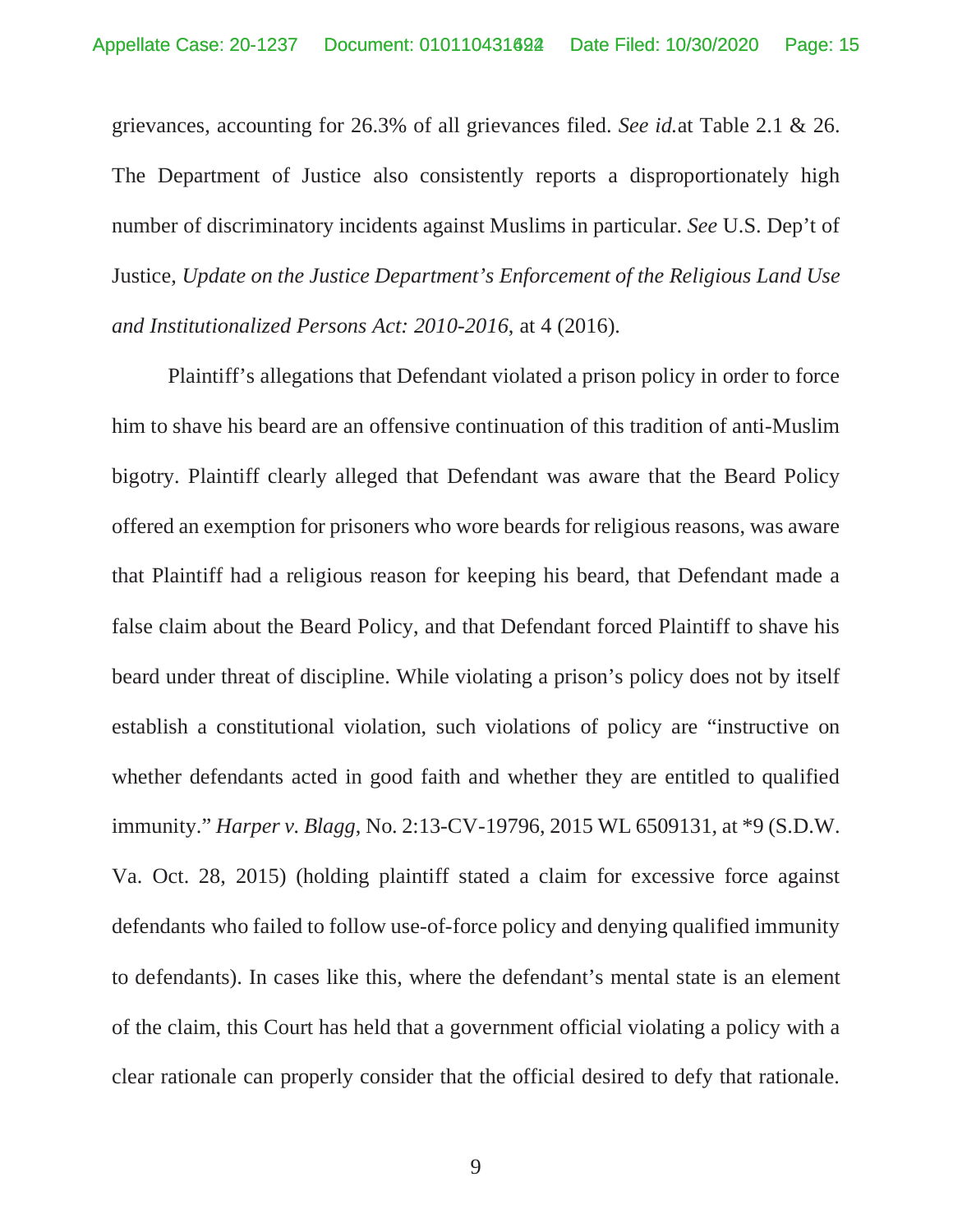grievances, accounting for 26.3% of all grievances filed. *See id.*at Table 2.1 & 26. The Department of Justice also consistently reports a disproportionately high number of discriminatory incidents against Muslims in particular. *See* U.S. Dep't of Justice, *Update on the Justice Department's Enforcement of the Religious Land Use and Institutionalized Persons Act: 2010-2016*, at 4 (2016).

Plaintiff's allegations that Defendant violated a prison policy in order to force him to shave his beard are an offensive continuation of this tradition of anti-Muslim bigotry. Plaintiff clearly alleged that Defendant was aware that the Beard Policy offered an exemption for prisoners who wore beards for religious reasons, was aware that Plaintiff had a religious reason for keeping his beard, that Defendant made a false claim about the Beard Policy, and that Defendant forced Plaintiff to shave his beard under threat of discipline. While violating a prison's policy does not by itself establish a constitutional violation, such violations of policy are "instructive on whether defendants acted in good faith and whether they are entitled to qualified immunity." *Harper v. Blagg*, No. 2:13-CV-19796, 2015 WL 6509131, at *9 (S.D.W. Va. Oct. 28, 2015) (holding plaintiff stated a claim for excessive force against defendants who failed to follow use-of-force policy and denying qualified immunity to defendants). In cases like this, where the defendant's mental state is an element of the claim, this Court has held that a government official violating a policy with a clear rationale can properly consider that the official desired to defy that rationale.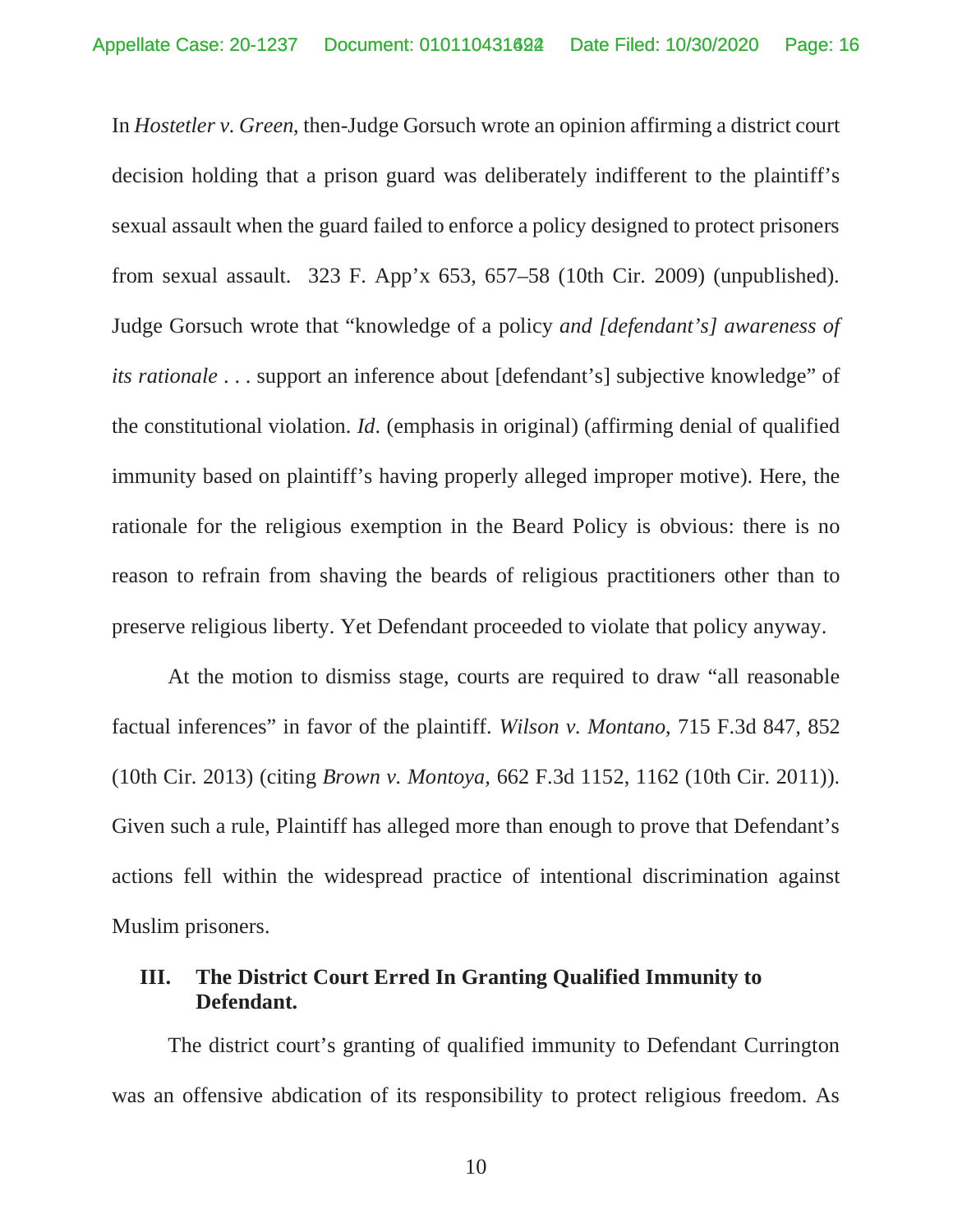In *Hostetler v. Green*, then-Judge Gorsuch wrote an opinion affirming a district court decision holding that a prison guard was deliberately indifferent to the plaintiff's sexual assault when the guard failed to enforce a policy designed to protect prisoners from sexual assault. 323 F. App'x 653, 657–58 (10th Cir. 2009) (unpublished). Judge Gorsuch wrote that "knowledge of a policy *and [defendant's] awareness of its rationale* . . . support an inference about [defendant's] subjective knowledge" of the constitutional violation. *Id*. (emphasis in original) (affirming denial of qualified immunity based on plaintiff's having properly alleged improper motive). Here, the rationale for the religious exemption in the Beard Policy is obvious: there is no reason to refrain from shaving the beards of religious practitioners other than to preserve religious liberty. Yet Defendant proceeded to violate that policy anyway.

At the motion to dismiss stage, courts are required to draw "all reasonable factual inferences" in favor of the plaintiff. *Wilson v. Montano*, 715 F.3d 847, 852 (10th Cir. 2013) (citing *Brown v. Montoya,* 662 F.3d 1152, 1162 (10th Cir. 2011)). Given such a rule, Plaintiff has alleged more than enough to prove that Defendant's actions fell within the widespread practice of intentional discrimination against Muslim prisoners.

## III. The District Court Erred In Granting Qualified Immunity to Defendant.

The district court's granting of qualified immunity to Defendant Currington was an offensive abdication of its responsibility to protect religious freedom. As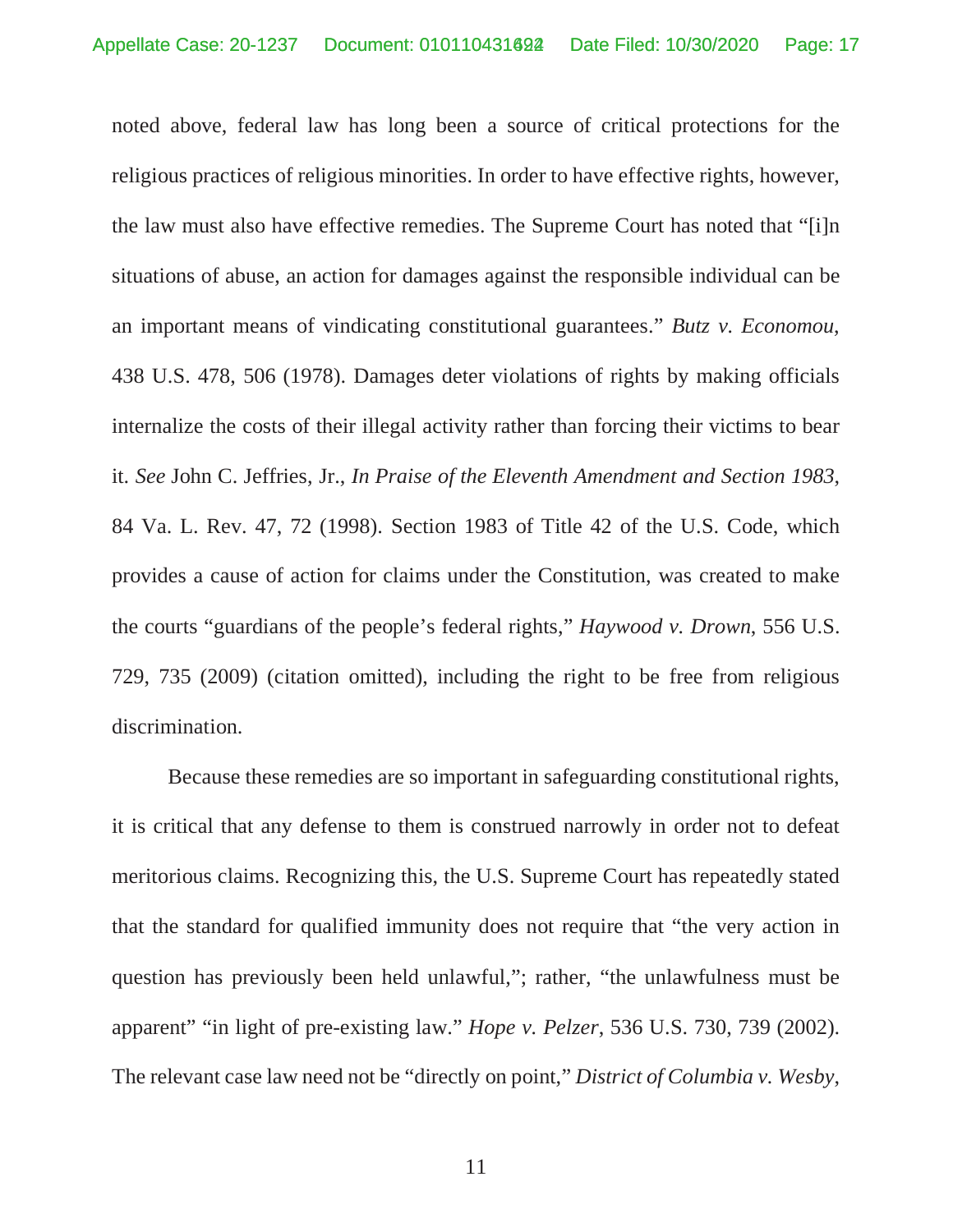noted above, federal law has long been a source of critical protections for the religious practices of religious minorities. In order to have effective rights, however, the law must also have effective remedies. The Supreme Court has noted that "[i]n situations of abuse, an action for damages against the responsible individual can be an important means of vindicating constitutional guarantees." *Butz v. Economou*, 438 U.S. 478, 506 (1978). Damages deter violations of rights by making officials internalize the costs of their illegal activity rather than forcing their victims to bear it. *See* John C. Jeffries, Jr., *In Praise of the Eleventh Amendment and Section 1983*, 84 Va. L. Rev. 47, 72 (1998). Section 1983 of Title 42 of the U.S. Code, which provides a cause of action for claims under the Constitution, was created to make the courts "guardians of the people's federal rights," *Haywood v. Drown*, 556 U.S. 729, 735 (2009) (citation omitted), including the right to be free from religious discrimination.

Because these remedies are so important in safeguarding constitutional rights, it is critical that any defense to them is construed narrowly in order not to defeat meritorious claims. Recognizing this, the U.S. Supreme Court has repeatedly stated that the standard for qualified immunity does not require that "the very action in question has previously been held unlawful,"; rather, "the unlawfulness must be apparent" "in light of pre-existing law." *Hope v. Pelzer*, 536 U.S. 730, 739 (2002). The relevant case law need not be "directly on point," *District of Columbia v. Wesby*,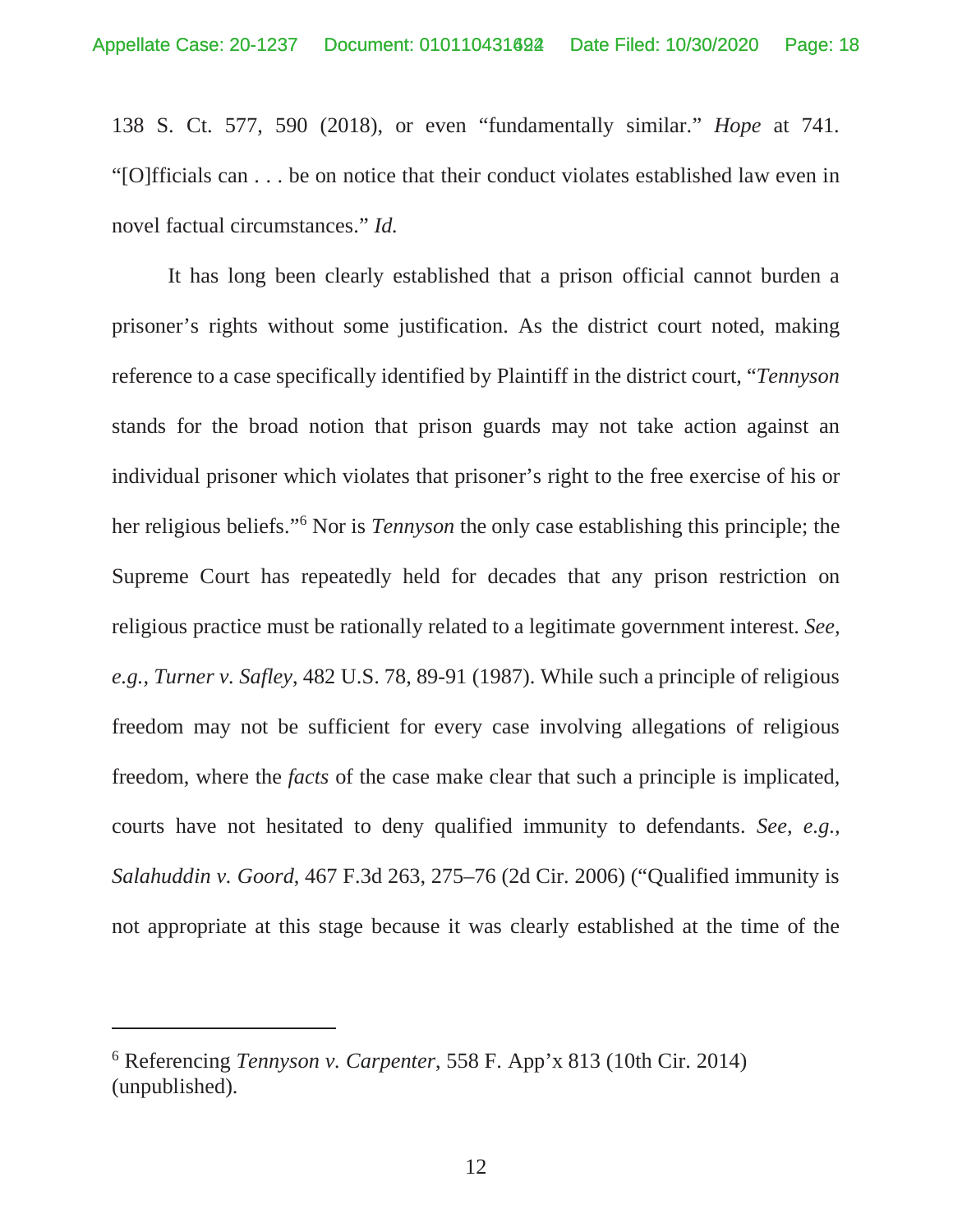138 S. Ct. 577, 590 (2018), or even "fundamentally similar." *Hope* at 741. "[O]fficials can . . . be on notice that their conduct violates established law even in novel factual circumstances." *Id.*

It has long been clearly established that a prison official cannot burden a prisoner's rights without some justification. As the district court noted, making reference to a case specifically identified by Plaintiff in the district court, "*Tennyson* stands for the broad notion that prison guards may not take action against an individual prisoner which violates that prisoner's right to the free exercise of his or her religious beliefs."[6] Nor is *Tennyson* the only case establishing this principle; the Supreme Court has repeatedly held for decades that any prison restriction on religious practice must be rationally related to a legitimate government interest. *See, e.g., Turner v. Safley*, 482 U.S. 78, 89-91 (1987). While such a principle of religious freedom may not be sufficient for every case involving allegations of religious freedom, where the *facts* of the case make clear that such a principle is implicated, courts have not hesitated to deny qualified immunity to defendants. *See, e.g., Salahuddin v. Goord*, 467 F.3d 263, 275–76 (2d Cir. 2006) ("Qualified immunity is not appropriate at this stage because it was clearly established at the time of the

---

[6] Referencing *Tennyson v. Carpenter*, 558 F. App'x 813 (10th Cir. 2014) (unpublished).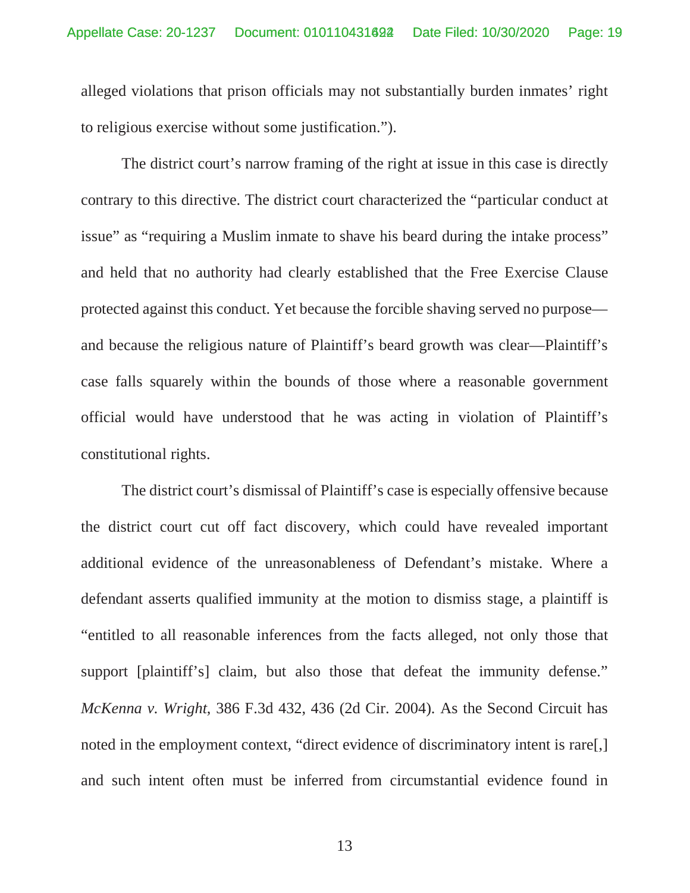alleged violations that prison officials may not substantially burden inmates' right to religious exercise without some justification.").

The district court's narrow framing of the right at issue in this case is directly contrary to this directive. The district court characterized the "particular conduct at issue" as "requiring a Muslim inmate to shave his beard during the intake process" and held that no authority had clearly established that the Free Exercise Clause protected against this conduct. Yet because the forcible shaving served no purpose—and because the religious nature of Plaintiff's beard growth was clear—Plaintiff's case falls squarely within the bounds of those where a reasonable government official would have understood that he was acting in violation of Plaintiff's constitutional rights.

The district court's dismissal of Plaintiff's case is especially offensive because the district court cut off fact discovery, which could have revealed important additional evidence of the unreasonableness of Defendant's mistake. Where a defendant asserts qualified immunity at the motion to dismiss stage, a plaintiff is "entitled to all reasonable inferences from the facts alleged, not only those that support [plaintiff's] claim, but also those that defeat the immunity defense." *McKenna v. Wright*, 386 F.3d 432, 436 (2d Cir. 2004). As the Second Circuit has noted in the employment context, "direct evidence of discriminatory intent is rare[,] and such intent often must be inferred from circumstantial evidence found in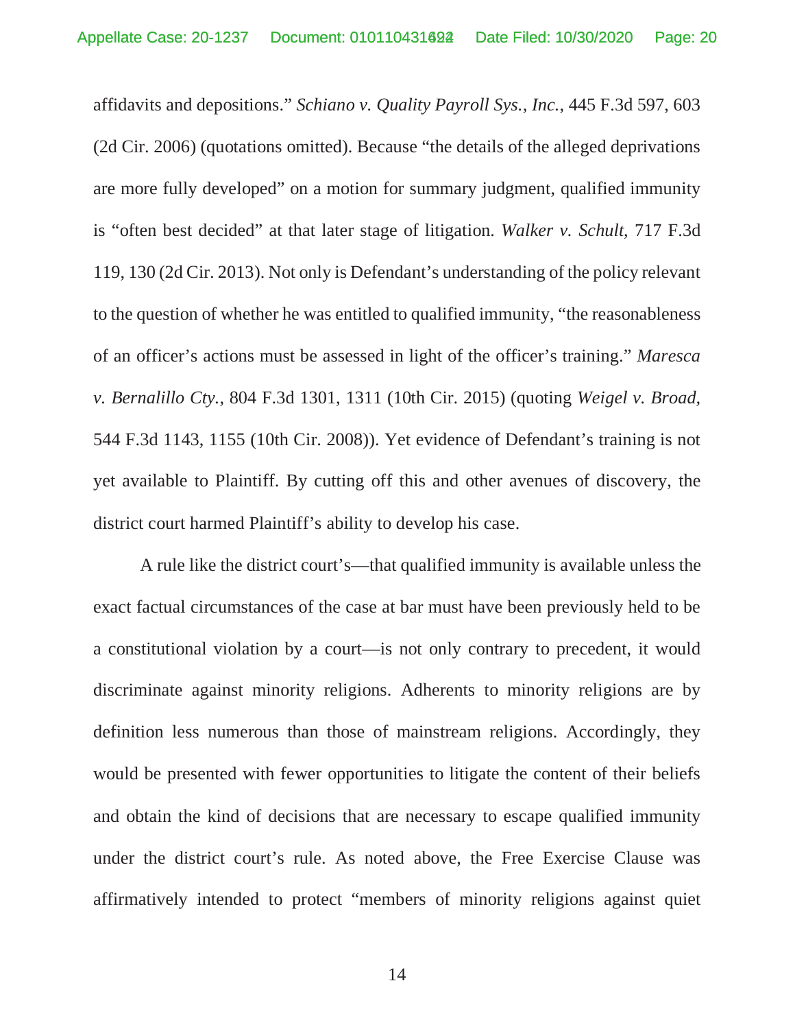affidavits and depositions." *Schiano v. Quality Payroll Sys., Inc.*, 445 F.3d 597, 603 (2d Cir. 2006) (quotations omitted). Because "the details of the alleged deprivations are more fully developed" on a motion for summary judgment, qualified immunity is "often best decided" at that later stage of litigation. *Walker v. Schult*, 717 F.3d 119, 130 (2d Cir. 2013). Not only is Defendant's understanding of the policy relevant to the question of whether he was entitled to qualified immunity, "the reasonableness of an officer's actions must be assessed in light of the officer's training." *Maresca v. Bernalillo Cty.*, 804 F.3d 1301, 1311 (10th Cir. 2015) (quoting *Weigel v. Broad,* 544 F.3d 1143, 1155 (10th Cir. 2008)). Yet evidence of Defendant's training is not yet available to Plaintiff. By cutting off this and other avenues of discovery, the district court harmed Plaintiff's ability to develop his case.

A rule like the district court's—that qualified immunity is available unless the exact factual circumstances of the case at bar must have been previously held to be a constitutional violation by a court—is not only contrary to precedent, it would discriminate against minority religions. Adherents to minority religions are by definition less numerous than those of mainstream religions. Accordingly, they would be presented with fewer opportunities to litigate the content of their beliefs and obtain the kind of decisions that are necessary to escape qualified immunity under the district court's rule. As noted above, the Free Exercise Clause was affirmatively intended to protect "members of minority religions against quiet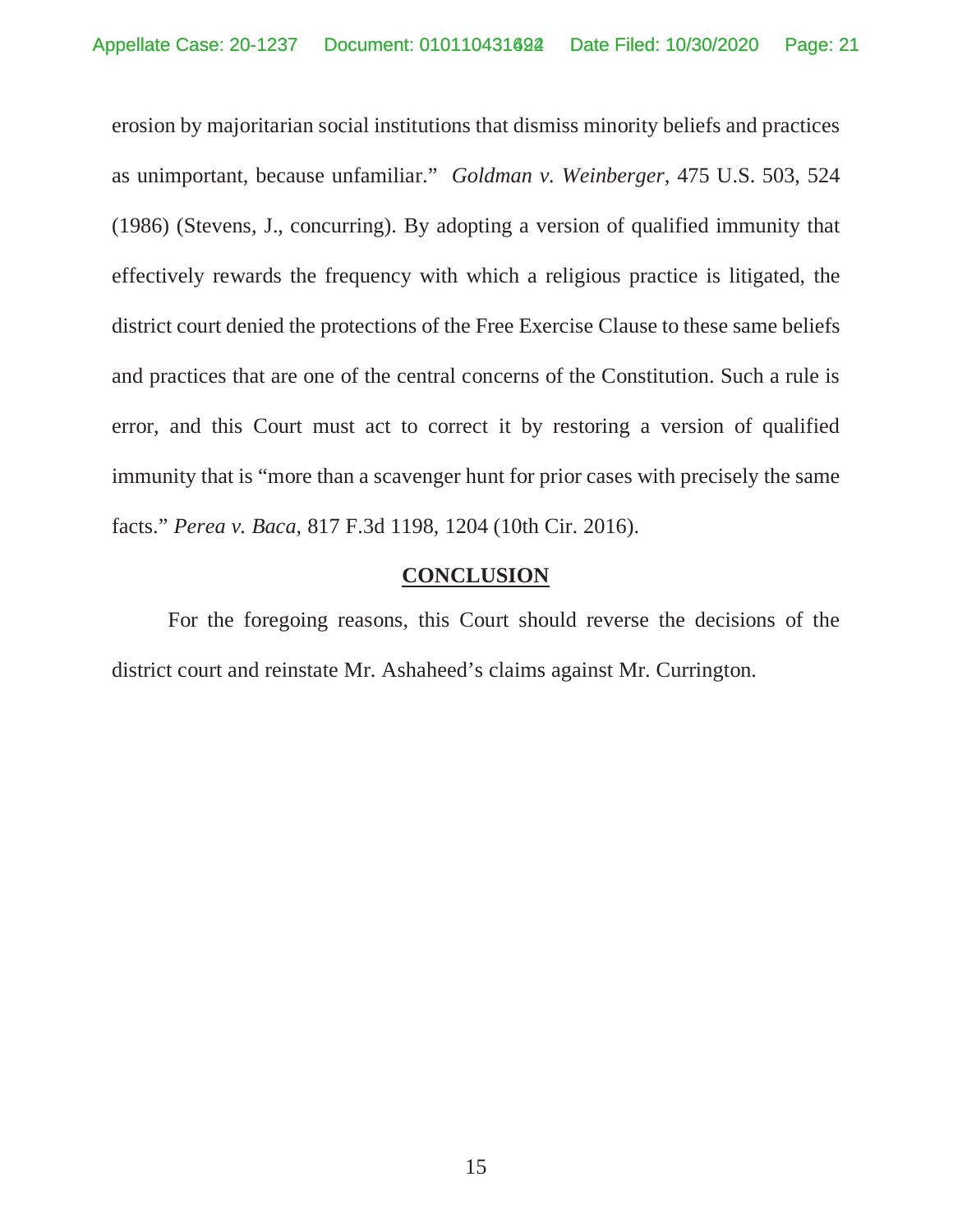erosion by majoritarian social institutions that dismiss minority beliefs and practices as unimportant, because unfamiliar." *Goldman v. Weinberger*, 475 U.S. 503, 524 (1986) (Stevens, J., concurring). By adopting a version of qualified immunity that effectively rewards the frequency with which a religious practice is litigated, the district court denied the protections of the Free Exercise Clause to these same beliefs and practices that are one of the central concerns of the Constitution. Such a rule is error, and this Court must act to correct it by restoring a version of qualified immunity that is "more than a scavenger hunt for prior cases with precisely the same facts." *Perea v. Baca*, 817 F.3d 1198, 1204 (10th Cir. 2016).

## CONCLUSION

For the foregoing reasons, this Court should reverse the decisions of the district court and reinstate Mr. Ashaheed's claims against Mr. Currington.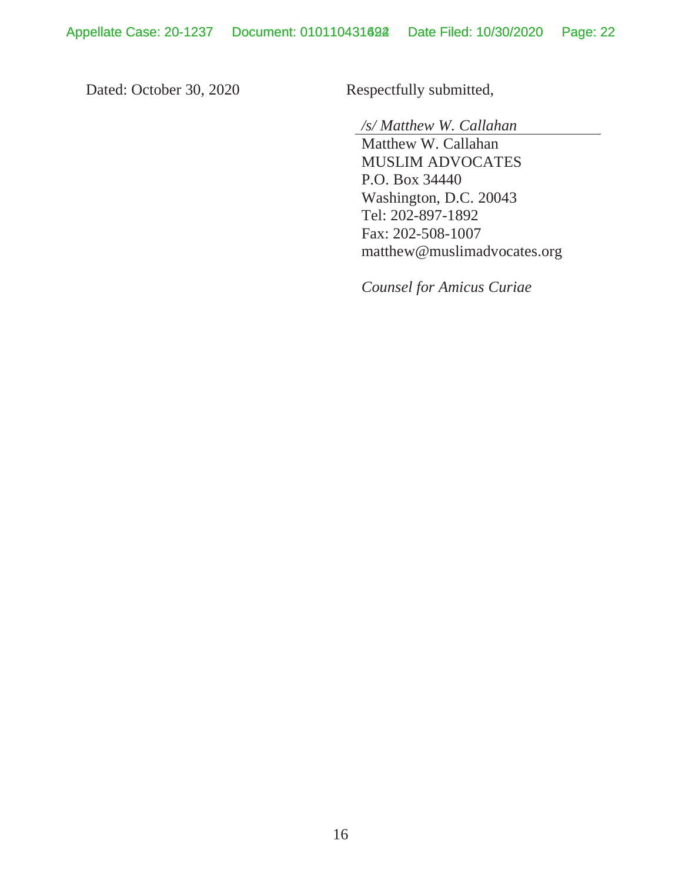Dated: October 30, 2020

Respectfully submitted,

*/s/ Matthew W. Callahan*
Matthew W. Callahan
MUSLIM ADVOCATES
P.O. Box 34440
Washington, D.C. 20043
Tel: 202-897-1892
Fax: 202-508-1007
matthew@muslimadvocates.org

*Counsel for Amicus Curiae*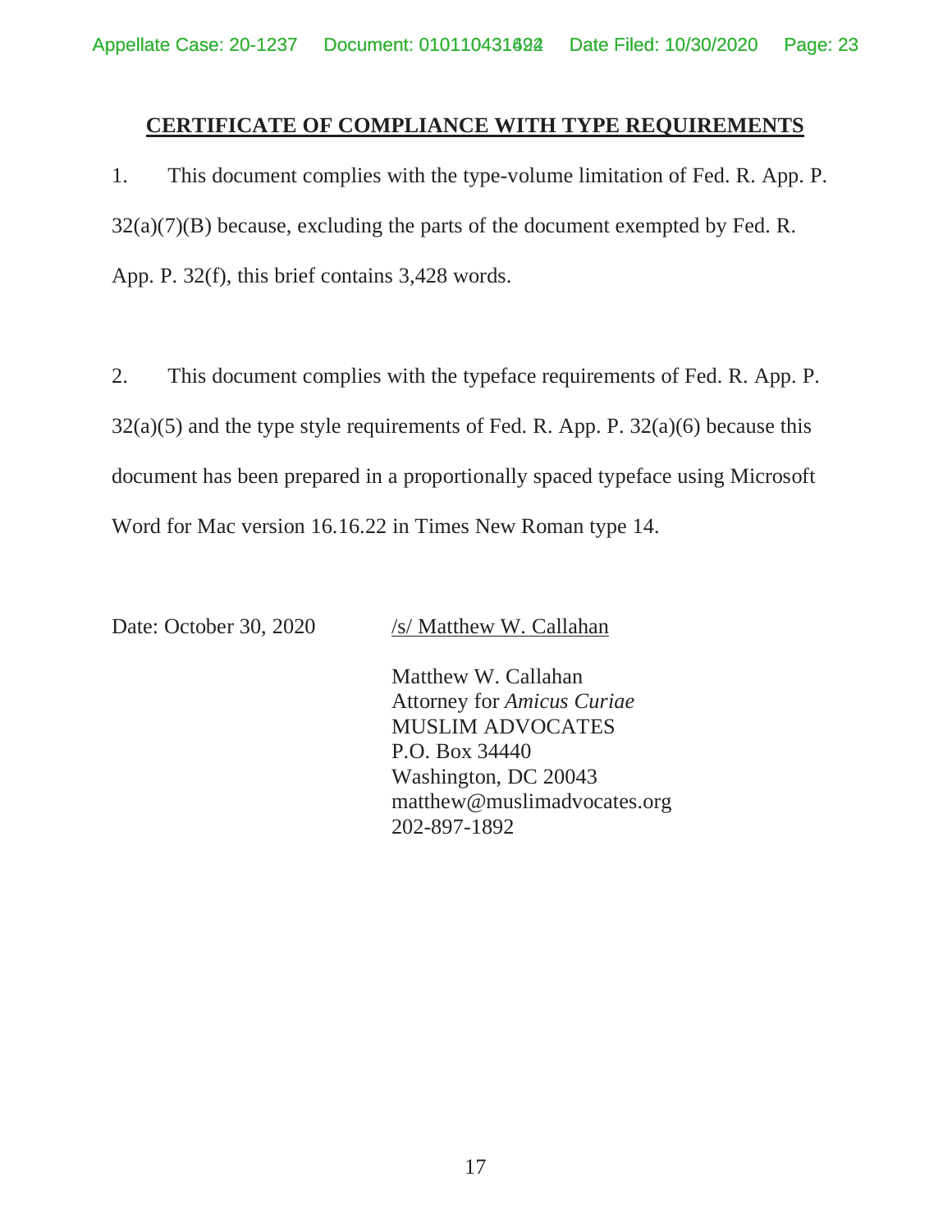## CERTIFICATE OF COMPLIANCE WITH TYPE REQUIREMENTS

1. This document complies with the type-volume limitation of Fed. R. App. P. 32(a)(7)(B) because, excluding the parts of the document exempted by Fed. R. App. P. 32(f), this brief contains 3,428 words.

2. This document complies with the typeface requirements of Fed. R. App. P. 32(a)(5) and the type style requirements of Fed. R. App. P. 32(a)(6) because this document has been prepared in a proportionally spaced typeface using Microsoft Word for Mac version 16.16.22 in Times New Roman type 14.

Date: October 30, 2020

/s/ Matthew W. Callahan

Matthew W. Callahan
Attorney for *Amicus Curiae*
MUSLIM ADVOCATES
P.O. Box 34440
Washington, DC 20043
matthew@muslimadvocates.org
202-897-1892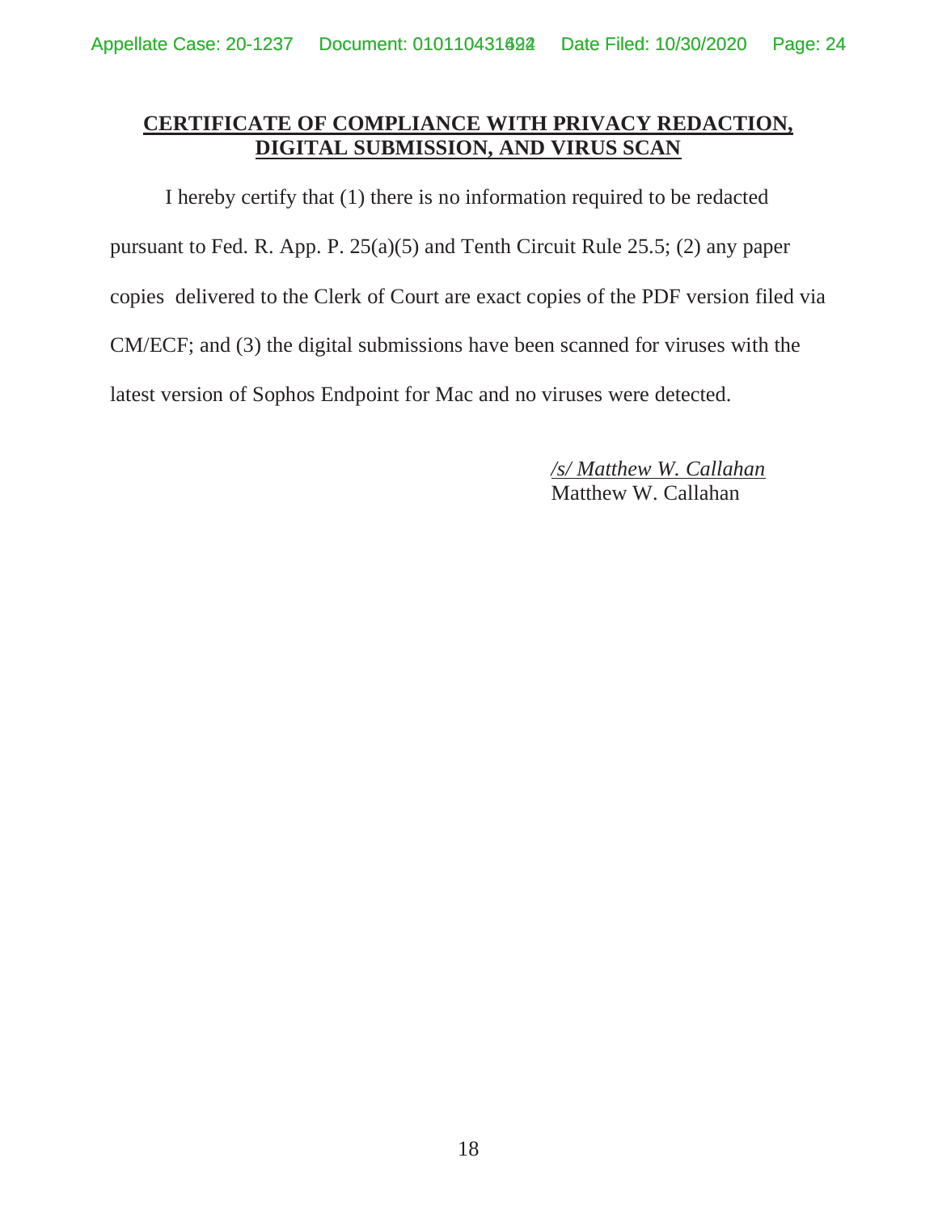**CERTIFICATE OF COMPLIANCE WITH PRIVACY REDACTION, DIGITAL SUBMISSION, AND VIRUS SCAN**

I hereby certify that (1) there is no information required to be redacted pursuant to Fed. R. App. P. 25(a)(5) and Tenth Circuit Rule 25.5; (2) any paper copies delivered to the Clerk of Court are exact copies of the PDF version filed via CM/ECF; and (3) the digital submissions have been scanned for viruses with the latest version of Sophos Endpoint for Mac and no viruses were detected.

*/s/ Matthew W. Callahan*
Matthew W. Callahan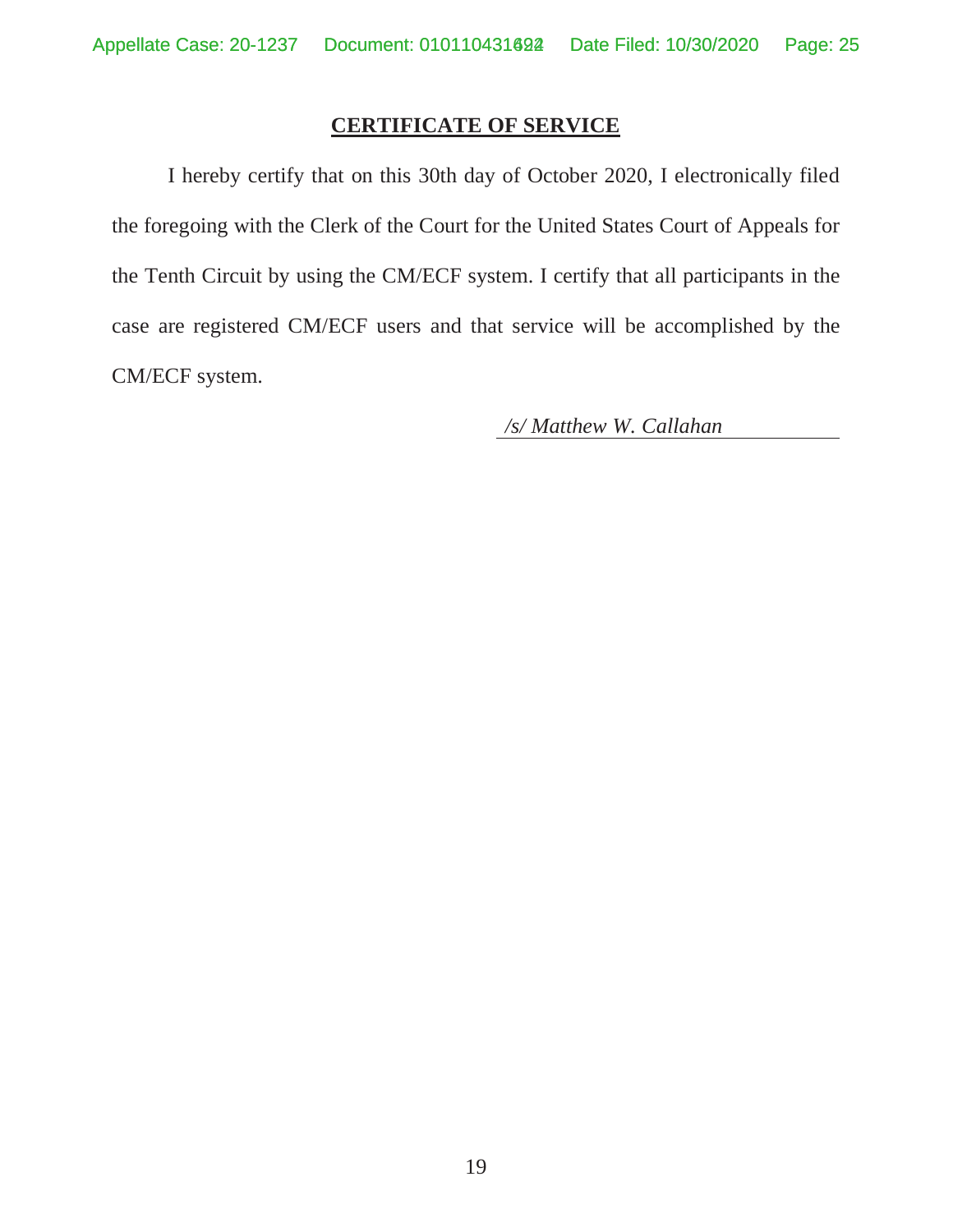## CERTIFICATE OF SERVICE

I hereby certify that on this 30th day of October 2020, I electronically filed the foregoing with the Clerk of the Court for the United States Court of Appeals for the Tenth Circuit by using the CM/ECF system. I certify that all participants in the case are registered CM/ECF users and that service will be accomplished by the CM/ECF system.

*/s/ Matthew W. Callahan*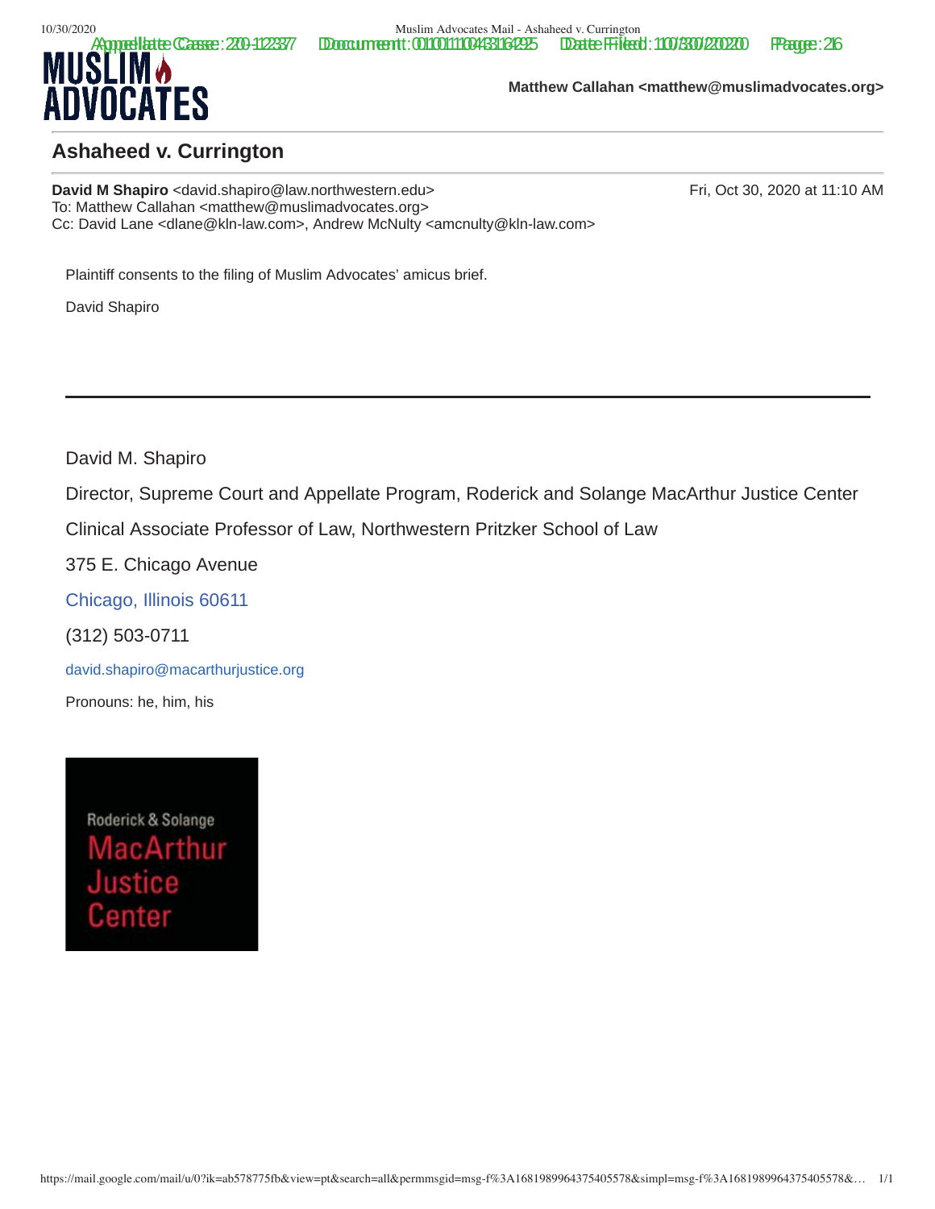MUSLIM ADVOCATES

**Matthew Callahan <matthew@muslimadvocates.org>**

## Ashaheed v. Currington

**David M Shapiro** <david.shapiro@law.northwestern.edu> Fri, Oct 30, 2020 at 11:10 AM
To: Matthew Callahan <matthew@muslimadvocates.org>
Cc: David Lane <dlane@kln-law.com>, Andrew McNulty <amcnulty@kln-law.com>

Plaintiff consents to the filing of Muslim Advocates' amicus brief.

David Shapiro

---

David M. Shapiro

Director, Supreme Court and Appellate Program, Roderick and Solange MacArthur Justice Center

Clinical Associate Professor of Law, Northwestern Pritzker School of Law

375 E. Chicago Avenue

Chicago, Illinois 60611

(312) 503-0711

david.shapiro@macarthurjustice.org

Pronouns: he, him, his

Roderick & Solange MacArthur Justice Center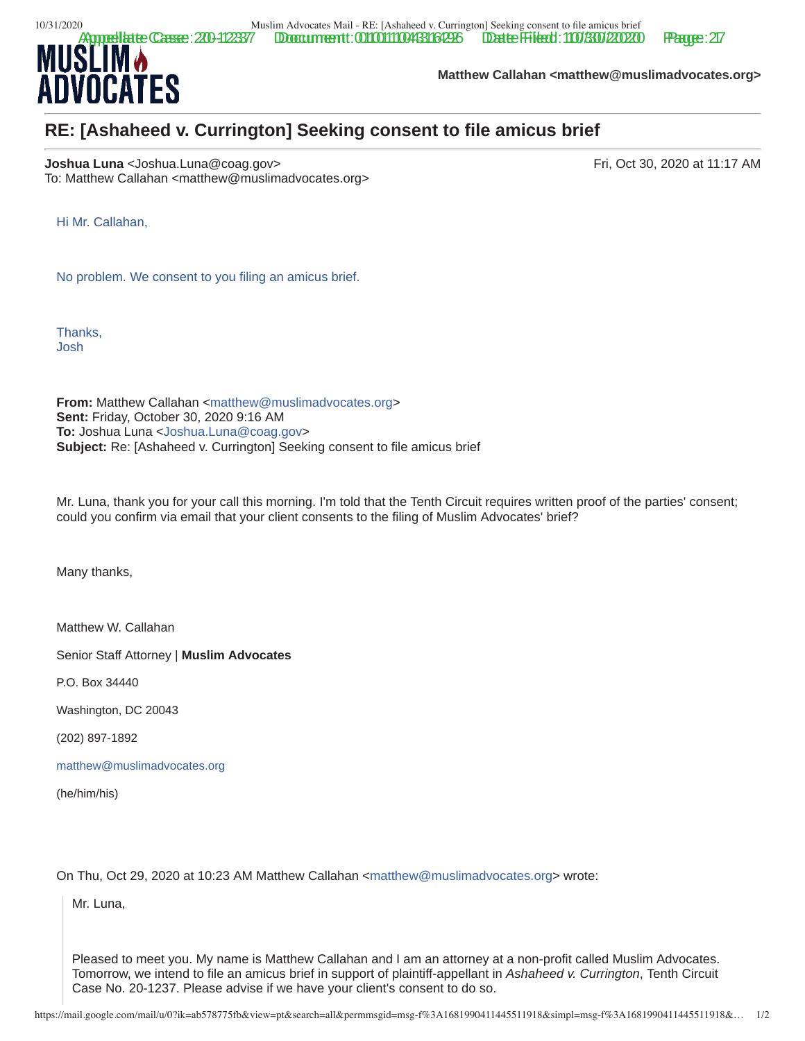**MUSLIM ADVOCATES**

**Matthew Callahan <matthew@muslimadvocates.org>**

## RE: [Ashaheed v. Currington] Seeking consent to file amicus brief

**Joshua Luna** <Joshua.Luna@coag.gov> Fri, Oct 30, 2020 at 11:17 AM
To: Matthew Callahan <matthew@muslimadvocates.org>

Hi Mr. Callahan,

No problem. We consent to you filing an amicus brief.

Thanks,
Josh

**From:** Matthew Callahan <matthew@muslimadvocates.org>
**Sent:** Friday, October 30, 2020 9:16 AM
**To:** Joshua Luna <Joshua.Luna@coag.gov>
**Subject:** Re: [Ashaheed v. Currington] Seeking consent to file amicus brief

Mr. Luna, thank you for your call this morning. I'm told that the Tenth Circuit requires written proof of the parties' consent; could you confirm via email that your client consents to the filing of Muslim Advocates' brief?

Many thanks,

Matthew W. Callahan

Senior Staff Attorney | **Muslim Advocates**

P.O. Box 34440

Washington, DC 20043

(202) 897-1892

matthew@muslimadvocates.org

(he/him/his)

On Thu, Oct 29, 2020 at 10:23 AM Matthew Callahan <matthew@muslimadvocates.org> wrote:

> Mr. Luna,
>
> Pleased to meet you. My name is Matthew Callahan and I am an attorney at a non-profit called Muslim Advocates. Tomorrow, we intend to file an amicus brief in support of plaintiff-appellant in *Ashaheed v. Currington*, Tenth Circuit Case No. 20-1237. Please advise if we have your client's consent to do so.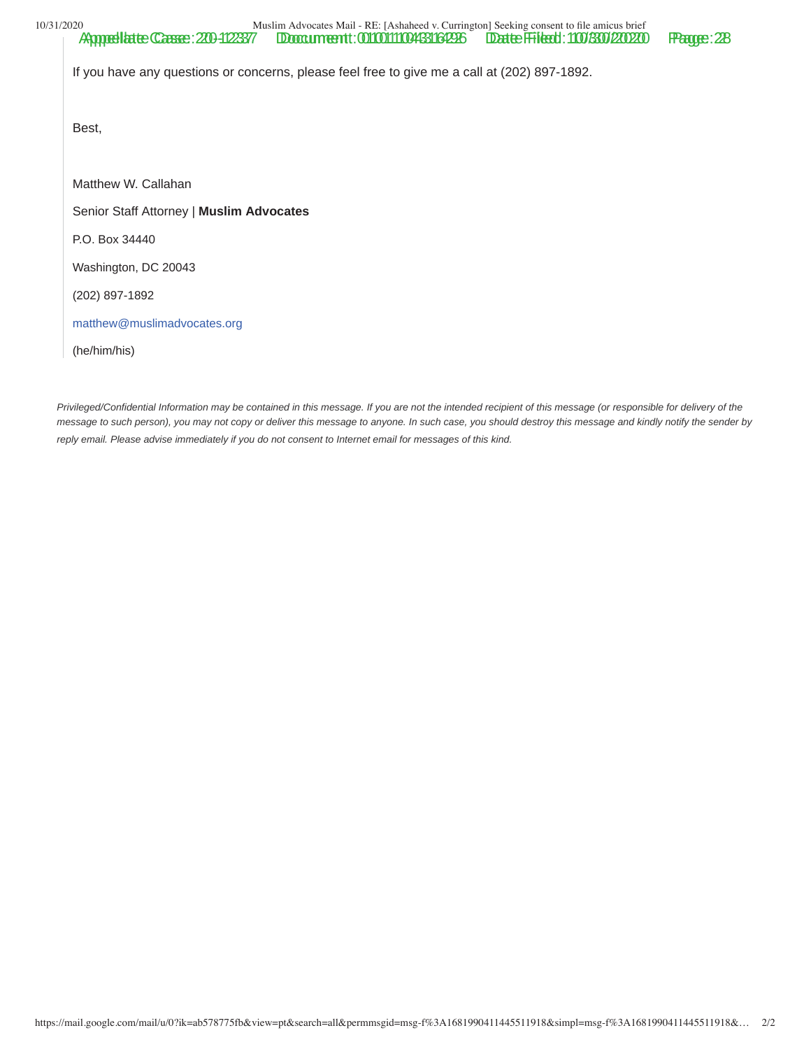If you have any questions or concerns, please feel free to give me a call at (202) 897-1892.

Best,

Matthew W. Callahan

Senior Staff Attorney | **Muslim Advocates**

P.O. Box 34440

Washington, DC 20043

(202) 897-1892

matthew@muslimadvocates.org

(he/him/his)

*Privileged/Confidential Information may be contained in this message. If you are not the intended recipient of this message (or responsible for delivery of the message to such person), you may not copy or deliver this message to anyone. In such case, you should destroy this message and kindly notify the sender by reply email. Please advise immediately if you do not consent to Internet email for messages of this kind.*